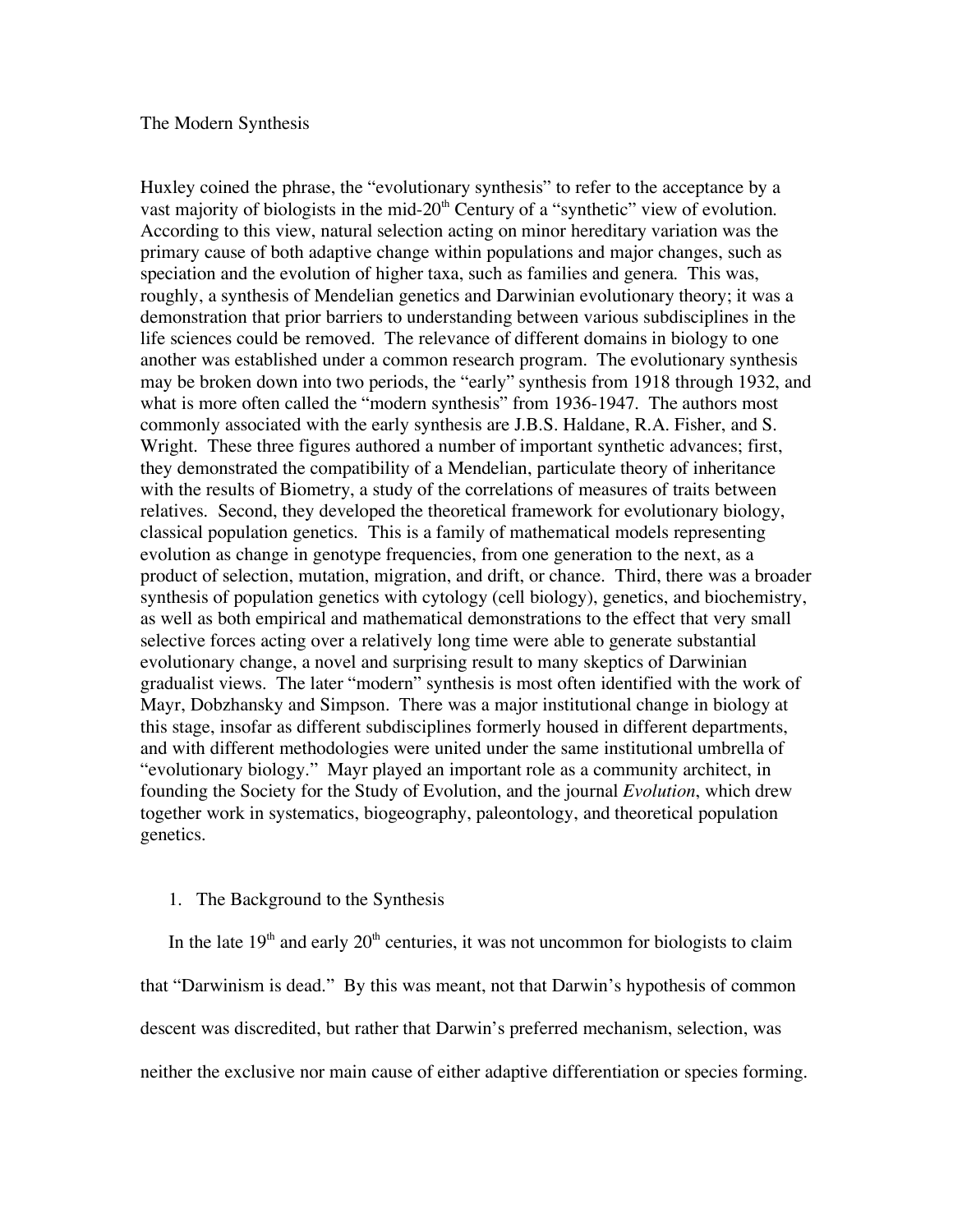# The Modern Synthesis

Huxley coined the phrase, the "evolutionary synthesis" to refer to the acceptance by a vast majority of biologists in the mid-20th Century of a "synthetic" view of evolution. According to this view, natural selection acting on minor hereditary variation was the primary cause of both adaptive change within populations and major changes, such as speciation and the evolution of higher taxa, such as families and genera. This was, roughly, a synthesis of Mendelian genetics and Darwinian evolutionary theory; it was a demonstration that prior barriers to understanding between various subdisciplines in the life sciences could be removed. The relevance of different domains in biology to one another was established under a common research program. The evolutionary synthesis may be broken down into two periods, the "early" synthesis from 1918 through 1932, and what is more often called the "modern synthesis" from 1936-1947. The authors most commonly associated with the early synthesis are J.B.S. Haldane, R.A. Fisher, and S. Wright. These three figures authored a number of important synthetic advances; first, they demonstrated the compatibility of a Mendelian, particulate theory of inheritance with the results of Biometry, a study of the correlations of measures of traits between relatives. Second, they developed the theoretical framework for evolutionary biology, classical population genetics. This is a family of mathematical models representing evolution as change in genotype frequencies, from one generation to the next, as a product of selection, mutation, migration, and drift, or chance. Third, there was a broader synthesis of population genetics with cytology (cell biology), genetics, and biochemistry, as well as both empirical and mathematical demonstrations to the effect that very small selective forces acting over a relatively long time were able to generate substantial evolutionary change, a novel and surprising result to many skeptics of Darwinian gradualist views. The later "modern" synthesis is most often identified with the work of Mayr, Dobzhansky and Simpson. There was a major institutional change in biology at this stage, insofar as different subdisciplines formerly housed in different departments, and with different methodologies were united under the same institutional umbrella of "evolutionary biology." Mayr played an important role as a community architect, in founding the Society for the Study of Evolution, and the journal *Evolution*, which drew together work in systematics, biogeography, paleontology, and theoretical population genetics.

## 1. The Background to the Synthesis

In the late 19th and early 20th centuries, it was not uncommon for biologists to claim that "Darwinism is dead." By this was meant, not that Darwin's hypothesis of common descent was discredited, but rather that Darwin's preferred mechanism, selection, was neither the exclusive nor main cause of either adaptive differentiation or species forming.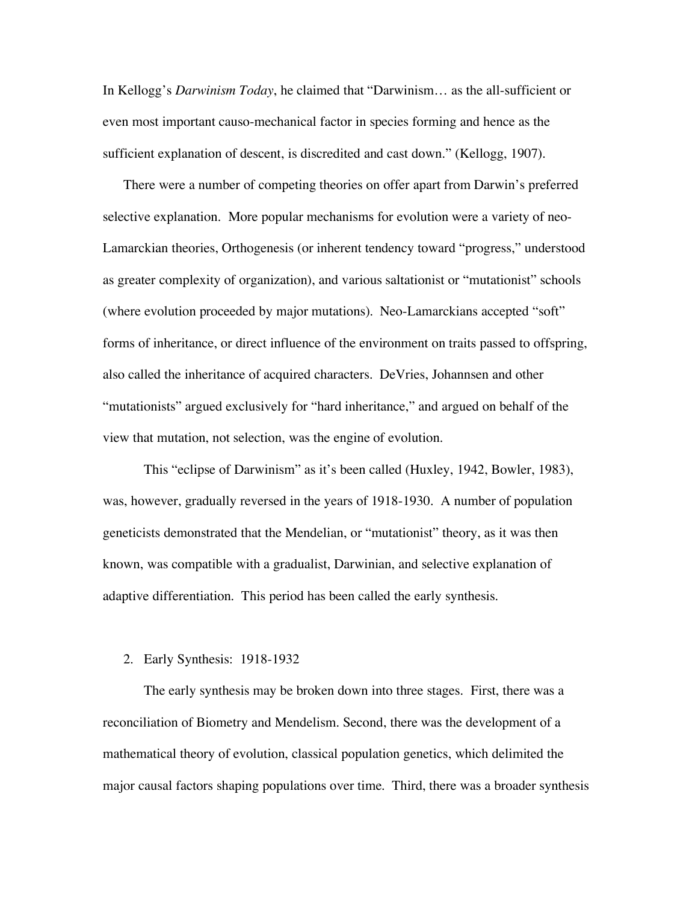In Kellogg's *Darwinism Today*, he claimed that "Darwinism… as the all-sufficient or even most important causo-mechanical factor in species forming and hence as the sufficient explanation of descent, is discredited and cast down." (Kellogg, 1907).

There were a number of competing theories on offer apart from Darwin's preferred selective explanation. More popular mechanisms for evolution were a variety of neo-Lamarckian theories, Orthogenesis (or inherent tendency toward "progress," understood as greater complexity of organization), and various saltationist or "mutationist" schools (where evolution proceeded by major mutations). Neo-Lamarckians accepted "soft" forms of inheritance, or direct influence of the environment on traits passed to offspring, also called the inheritance of acquired characters. DeVries, Johannsen and other "mutationists" argued exclusively for "hard inheritance," and argued on behalf of the view that mutation, not selection, was the engine of evolution.

This "eclipse of Darwinism" as it's been called (Huxley, 1942, Bowler, 1983), was, however, gradually reversed in the years of 1918-1930. A number of population geneticists demonstrated that the Mendelian, or "mutationist" theory, as it was then known, was compatible with a gradualist, Darwinian, and selective explanation of adaptive differentiation. This period has been called the early synthesis.

## 2. Early Synthesis: 1918-1932

The early synthesis may be broken down into three stages. First, there was a reconciliation of Biometry and Mendelism. Second, there was the development of a mathematical theory of evolution, classical population genetics, which delimited the major causal factors shaping populations over time. Third, there was a broader synthesis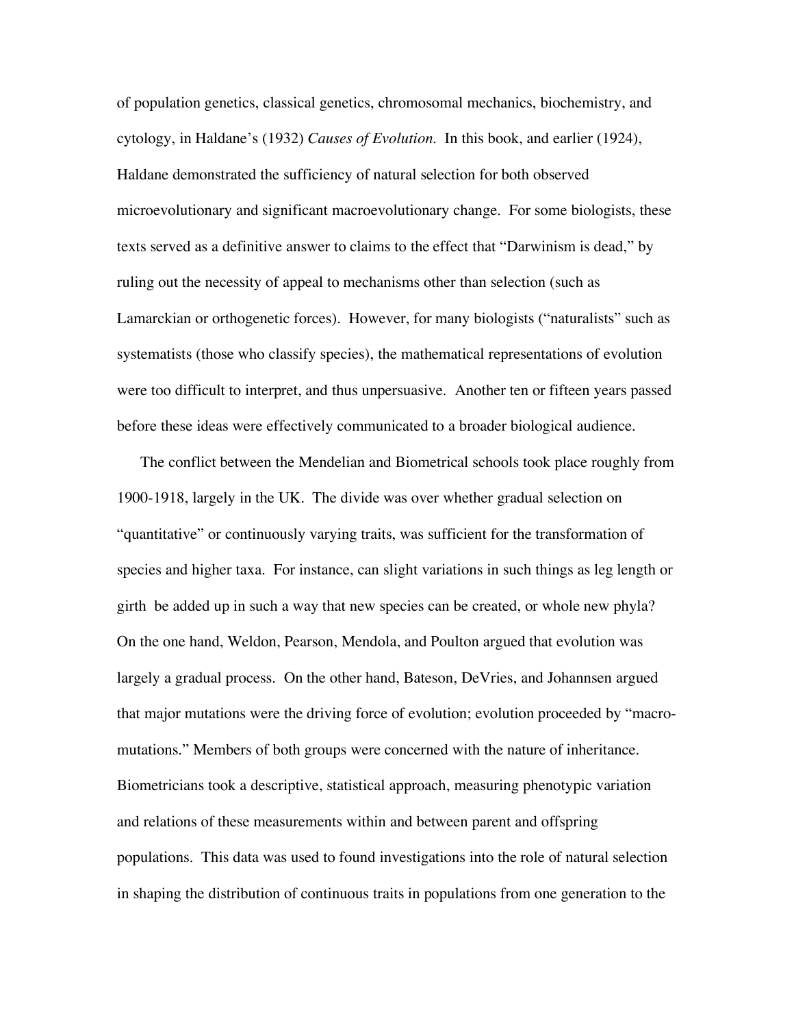of population genetics, classical genetics, chromosomal mechanics, biochemistry, and cytology, in Haldane's (1932) *Causes of Evolution.* In this book, and earlier (1924), Haldane demonstrated the sufficiency of natural selection for both observed microevolutionary and significant macroevolutionary change. For some biologists, these texts served as a definitive answer to claims to the effect that "Darwinism is dead," by ruling out the necessity of appeal to mechanisms other than selection (such as Lamarckian or orthogenetic forces). However, for many biologists ("naturalists" such as systematists (those who classify species), the mathematical representations of evolution were too difficult to interpret, and thus unpersuasive. Another ten or fifteen years passed before these ideas were effectively communicated to a broader biological audience.

The conflict between the Mendelian and Biometrical schools took place roughly from 1900-1918, largely in the UK. The divide was over whether gradual selection on "quantitative" or continuously varying traits, was sufficient for the transformation of species and higher taxa. For instance, can slight variations in such things as leg length or girth be added up in such a way that new species can be created, or whole new phyla? On the one hand, Weldon, Pearson, Mendola, and Poulton argued that evolution was largely a gradual process. On the other hand, Bateson, DeVries, and Johannsen argued that major mutations were the driving force of evolution; evolution proceeded by "macro-mutations." Members of both groups were concerned with the nature of inheritance. Biometricians took a descriptive, statistical approach, measuring phenotypic variation and relations of these measurements within and between parent and offspring populations. This data was used to found investigations into the role of natural selection in shaping the distribution of continuous traits in populations from one generation to the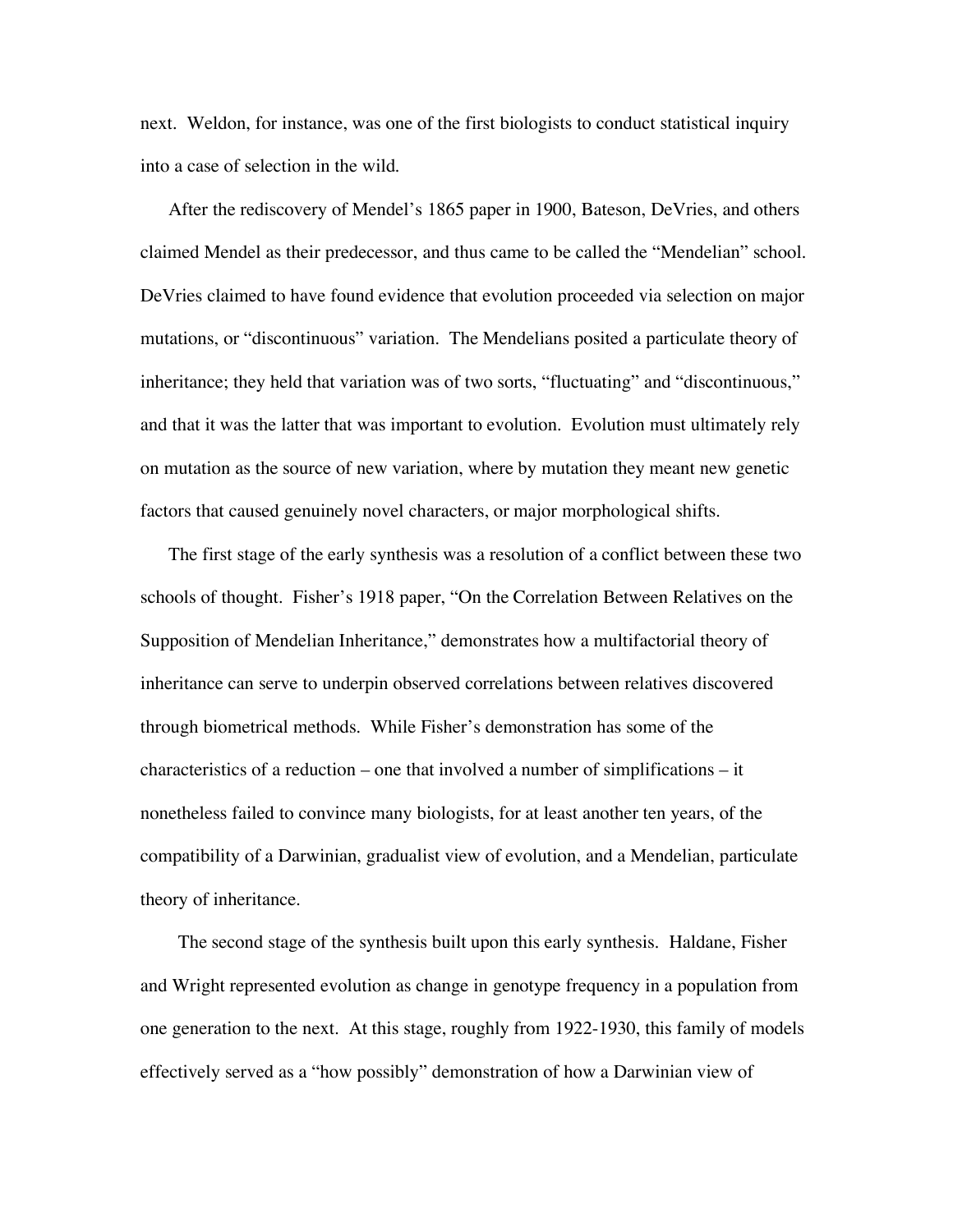next. Weldon, for instance, was one of the first biologists to conduct statistical inquiry into a case of selection in the wild.

After the rediscovery of Mendel's 1865 paper in 1900, Bateson, DeVries, and others claimed Mendel as their predecessor, and thus came to be called the "Mendelian" school. DeVries claimed to have found evidence that evolution proceeded via selection on major mutations, or "discontinuous" variation. The Mendelians posited a particulate theory of inheritance; they held that variation was of two sorts, "fluctuating" and "discontinuous," and that it was the latter that was important to evolution. Evolution must ultimately rely on mutation as the source of new variation, where by mutation they meant new genetic factors that caused genuinely novel characters, or major morphological shifts.

The first stage of the early synthesis was a resolution of a conflict between these two schools of thought. Fisher's 1918 paper, "On the Correlation Between Relatives on the Supposition of Mendelian Inheritance," demonstrates how a multifactorial theory of inheritance can serve to underpin observed correlations between relatives discovered through biometrical methods. While Fisher's demonstration has some of the characteristics of a reduction – one that involved a number of simplifications – it nonetheless failed to convince many biologists, for at least another ten years, of the compatibility of a Darwinian, gradualist view of evolution, and a Mendelian, particulate theory of inheritance.

The second stage of the synthesis built upon this early synthesis. Haldane, Fisher and Wright represented evolution as change in genotype frequency in a population from one generation to the next. At this stage, roughly from 1922-1930, this family of models effectively served as a "how possibly" demonstration of how a Darwinian view of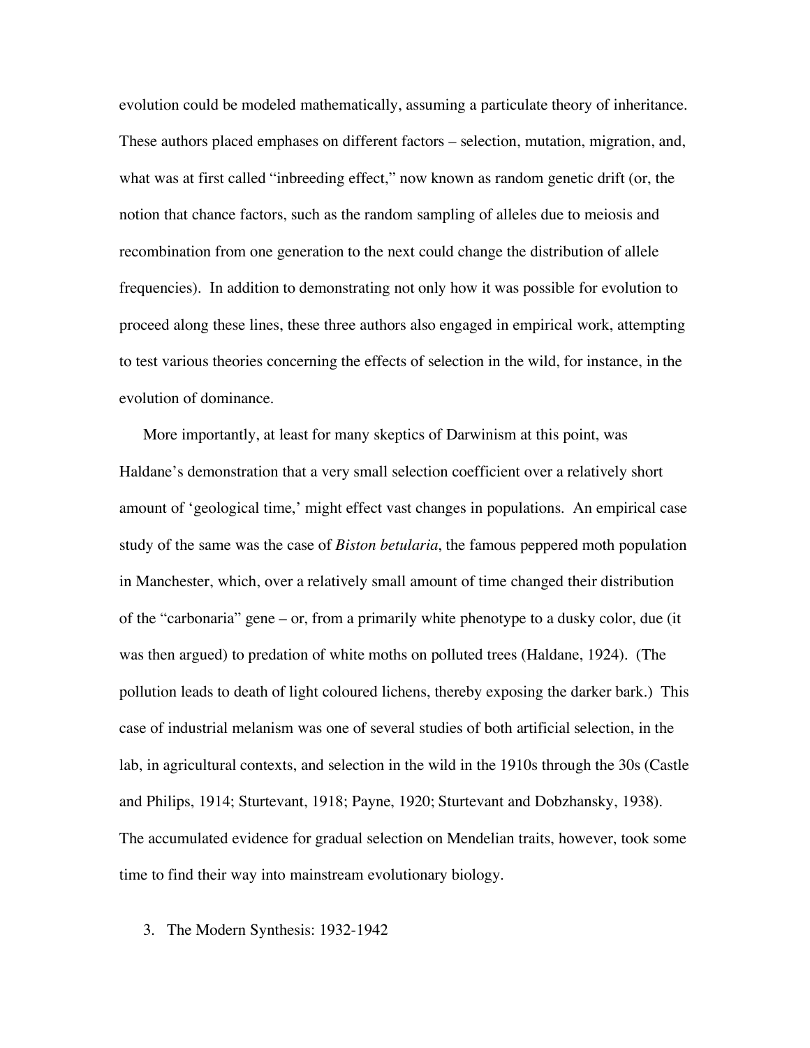evolution could be modeled mathematically, assuming a particulate theory of inheritance. These authors placed emphases on different factors – selection, mutation, migration, and, what was at first called "inbreeding effect," now known as random genetic drift (or, the notion that chance factors, such as the random sampling of alleles due to meiosis and recombination from one generation to the next could change the distribution of allele frequencies). In addition to demonstrating not only how it was possible for evolution to proceed along these lines, these three authors also engaged in empirical work, attempting to test various theories concerning the effects of selection in the wild, for instance, in the evolution of dominance.

More importantly, at least for many skeptics of Darwinism at this point, was Haldane's demonstration that a very small selection coefficient over a relatively short amount of 'geological time,' might effect vast changes in populations. An empirical case study of the same was the case of *Biston betularia*, the famous peppered moth population in Manchester, which, over a relatively small amount of time changed their distribution of the "carbonaria" gene – or, from a primarily white phenotype to a dusky color, due (it was then argued) to predation of white moths on polluted trees (Haldane, 1924). (The pollution leads to death of light coloured lichens, thereby exposing the darker bark.) This case of industrial melanism was one of several studies of both artificial selection, in the lab, in agricultural contexts, and selection in the wild in the 1910s through the 30s (Castle and Philips, 1914; Sturtevant, 1918; Payne, 1920; Sturtevant and Dobzhansky, 1938). The accumulated evidence for gradual selection on Mendelian traits, however, took some time to find their way into mainstream evolutionary biology.

## 3. The Modern Synthesis: 1932-1942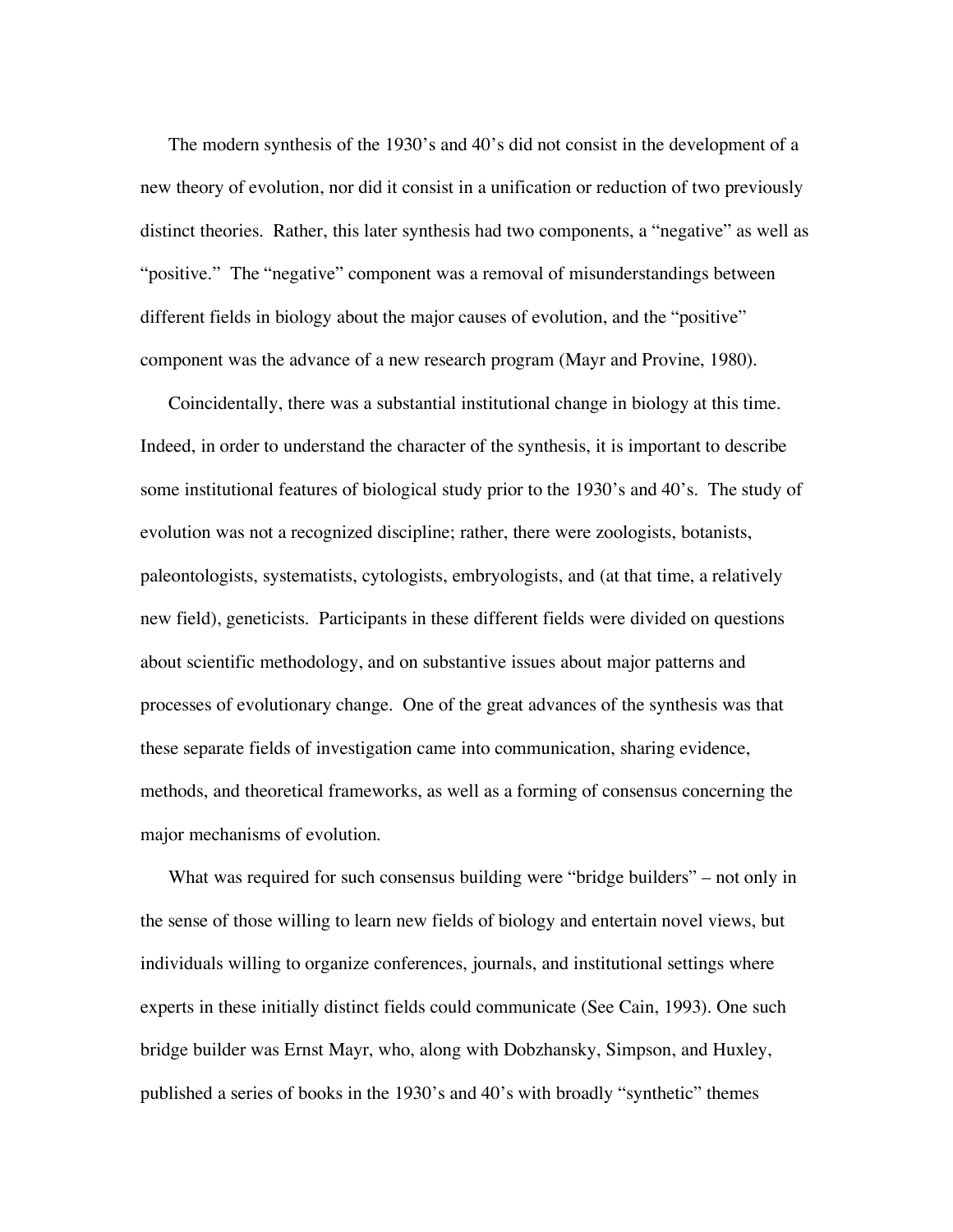The modern synthesis of the 1930's and 40's did not consist in the development of a new theory of evolution, nor did it consist in a unification or reduction of two previously distinct theories. Rather, this later synthesis had two components, a "negative" as well as "positive." The "negative" component was a removal of misunderstandings between different fields in biology about the major causes of evolution, and the "positive" component was the advance of a new research program (Mayr and Provine, 1980).

Coincidentally, there was a substantial institutional change in biology at this time. Indeed, in order to understand the character of the synthesis, it is important to describe some institutional features of biological study prior to the 1930's and 40's. The study of evolution was not a recognized discipline; rather, there were zoologists, botanists, paleontologists, systematists, cytologists, embryologists, and (at that time, a relatively new field), geneticists. Participants in these different fields were divided on questions about scientific methodology, and on substantive issues about major patterns and processes of evolutionary change. One of the great advances of the synthesis was that these separate fields of investigation came into communication, sharing evidence, methods, and theoretical frameworks, as well as a forming of consensus concerning the major mechanisms of evolution.

What was required for such consensus building were "bridge builders" – not only in the sense of those willing to learn new fields of biology and entertain novel views, but individuals willing to organize conferences, journals, and institutional settings where experts in these initially distinct fields could communicate (See Cain, 1993). One such bridge builder was Ernst Mayr, who, along with Dobzhansky, Simpson, and Huxley, published a series of books in the 1930's and 40's with broadly "synthetic" themes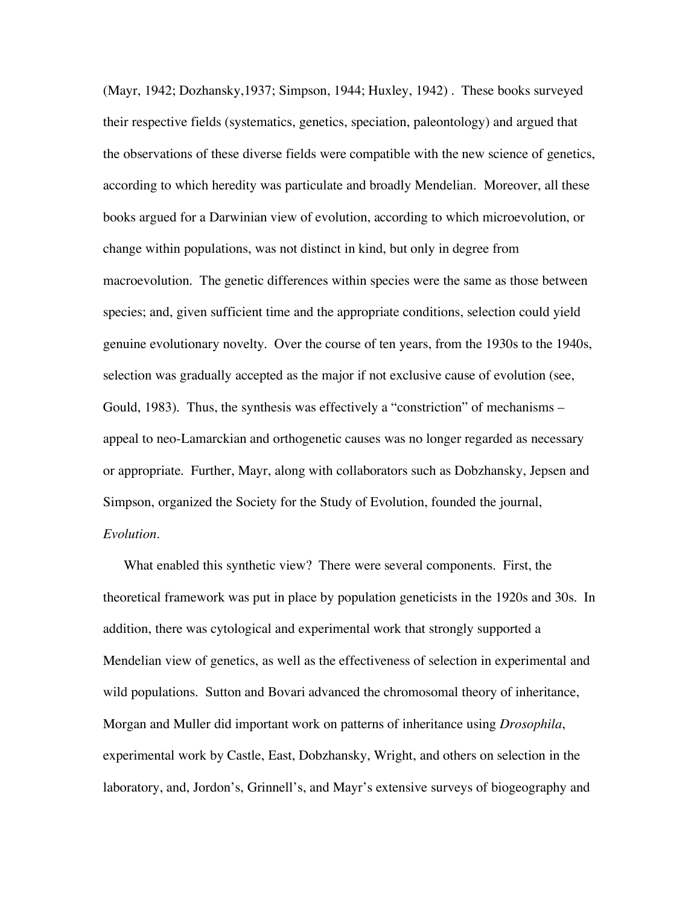(Mayr, 1942; Dozhansky,1937; Simpson, 1944; Huxley, 1942) . These books surveyed their respective fields (systematics, genetics, speciation, paleontology) and argued that the observations of these diverse fields were compatible with the new science of genetics, according to which heredity was particulate and broadly Mendelian. Moreover, all these books argued for a Darwinian view of evolution, according to which microevolution, or change within populations, was not distinct in kind, but only in degree from macroevolution. The genetic differences within species were the same as those between species; and, given sufficient time and the appropriate conditions, selection could yield genuine evolutionary novelty. Over the course of ten years, from the 1930s to the 1940s, selection was gradually accepted as the major if not exclusive cause of evolution (see, Gould, 1983). Thus, the synthesis was effectively a "constriction" of mechanisms – appeal to neo-Lamarckian and orthogenetic causes was no longer regarded as necessary or appropriate. Further, Mayr, along with collaborators such as Dobzhansky, Jepsen and Simpson, organized the Society for the Study of Evolution, founded the journal, *Evolution*.

What enabled this synthetic view? There were several components. First, the theoretical framework was put in place by population geneticists in the 1920s and 30s. In addition, there was cytological and experimental work that strongly supported a Mendelian view of genetics, as well as the effectiveness of selection in experimental and wild populations. Sutton and Bovari advanced the chromosomal theory of inheritance, Morgan and Muller did important work on patterns of inheritance using *Drosophila*, experimental work by Castle, East, Dobzhansky, Wright, and others on selection in the laboratory, and, Jordon's, Grinnell's, and Mayr's extensive surveys of biogeography and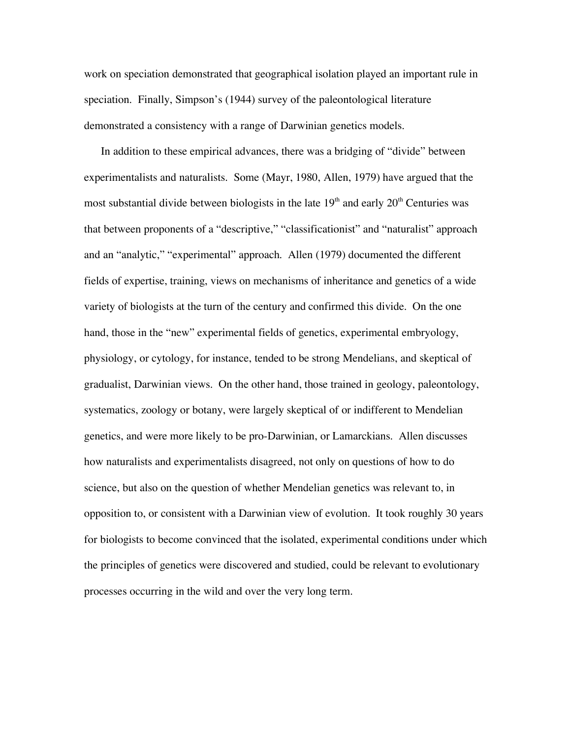work on speciation demonstrated that geographical isolation played an important rule in speciation. Finally, Simpson's (1944) survey of the paleontological literature demonstrated a consistency with a range of Darwinian genetics models.

In addition to these empirical advances, there was a bridging of "divide" between experimentalists and naturalists. Some (Mayr, 1980, Allen, 1979) have argued that the most substantial divide between biologists in the late 19th and early 20th Centuries was that between proponents of a "descriptive," "classificationist" and "naturalist" approach and an "analytic," "experimental" approach. Allen (1979) documented the different fields of expertise, training, views on mechanisms of inheritance and genetics of a wide variety of biologists at the turn of the century and confirmed this divide. On the one hand, those in the "new" experimental fields of genetics, experimental embryology, physiology, or cytology, for instance, tended to be strong Mendelians, and skeptical of gradualist, Darwinian views. On the other hand, those trained in geology, paleontology, systematics, zoology or botany, were largely skeptical of or indifferent to Mendelian genetics, and were more likely to be pro-Darwinian, or Lamarckians. Allen discusses how naturalists and experimentalists disagreed, not only on questions of how to do science, but also on the question of whether Mendelian genetics was relevant to, in opposition to, or consistent with a Darwinian view of evolution. It took roughly 30 years for biologists to become convinced that the isolated, experimental conditions under which the principles of genetics were discovered and studied, could be relevant to evolutionary processes occurring in the wild and over the very long term.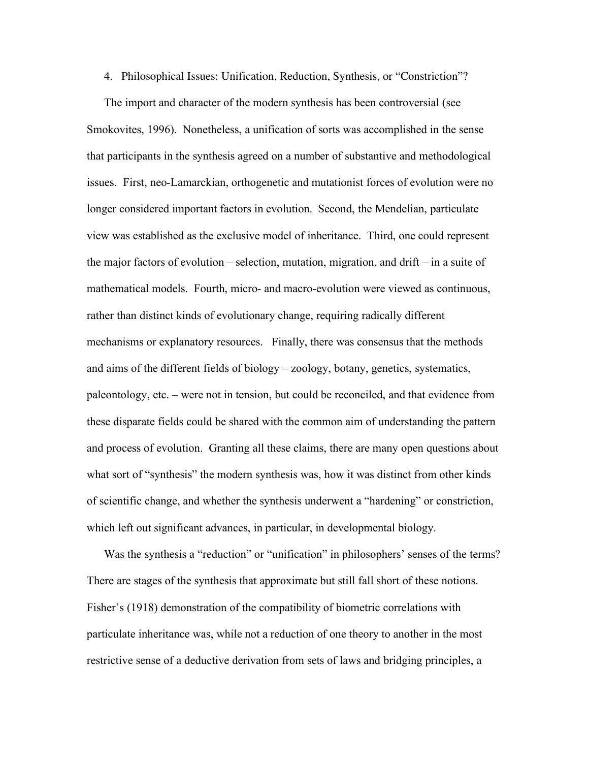## 4. Philosophical Issues: Unification, Reduction, Synthesis, or "Constriction"?

The import and character of the modern synthesis has been controversial (see Smokovites, 1996). Nonetheless, a unification of sorts was accomplished in the sense that participants in the synthesis agreed on a number of substantive and methodological issues. First, neo-Lamarckian, orthogenetic and mutationist forces of evolution were no longer considered important factors in evolution. Second, the Mendelian, particulate view was established as the exclusive model of inheritance. Third, one could represent the major factors of evolution – selection, mutation, migration, and drift – in a suite of mathematical models. Fourth, micro- and macro-evolution were viewed as continuous, rather than distinct kinds of evolutionary change, requiring radically different mechanisms or explanatory resources. Finally, there was consensus that the methods and aims of the different fields of biology – zoology, botany, genetics, systematics, paleontology, etc. – were not in tension, but could be reconciled, and that evidence from these disparate fields could be shared with the common aim of understanding the pattern and process of evolution. Granting all these claims, there are many open questions about what sort of "synthesis" the modern synthesis was, how it was distinct from other kinds of scientific change, and whether the synthesis underwent a "hardening" or constriction, which left out significant advances, in particular, in developmental biology.

Was the synthesis a "reduction" or "unification" in philosophers' senses of the terms? There are stages of the synthesis that approximate but still fall short of these notions. Fisher's (1918) demonstration of the compatibility of biometric correlations with particulate inheritance was, while not a reduction of one theory to another in the most restrictive sense of a deductive derivation from sets of laws and bridging principles, a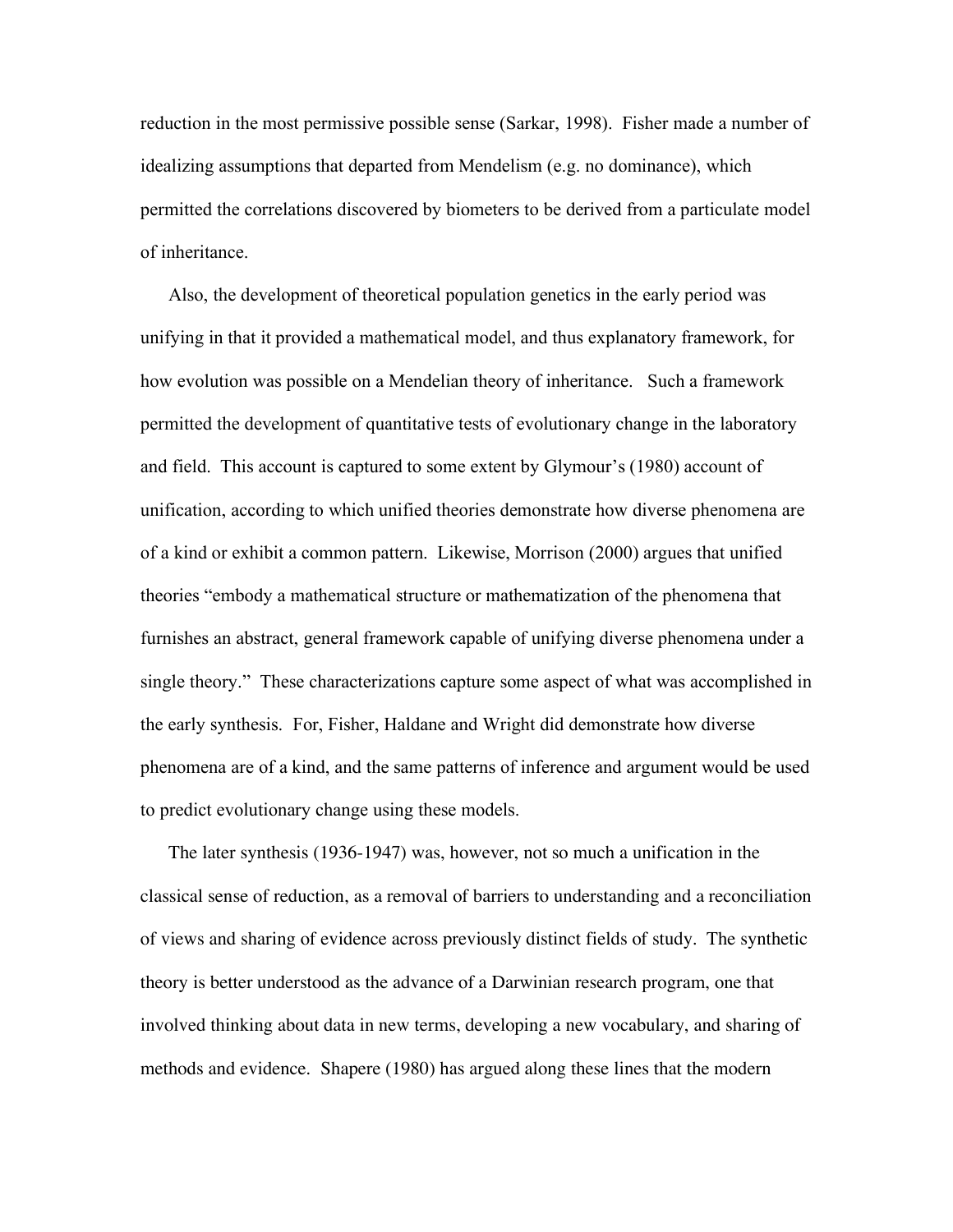reduction in the most permissive possible sense (Sarkar, 1998). Fisher made a number of idealizing assumptions that departed from Mendelism (e.g. no dominance), which permitted the correlations discovered by biometers to be derived from a particulate model of inheritance.

Also, the development of theoretical population genetics in the early period was unifying in that it provided a mathematical model, and thus explanatory framework, for how evolution was possible on a Mendelian theory of inheritance. Such a framework permitted the development of quantitative tests of evolutionary change in the laboratory and field. This account is captured to some extent by Glymour's (1980) account of unification, according to which unified theories demonstrate how diverse phenomena are of a kind or exhibit a common pattern. Likewise, Morrison (2000) argues that unified theories "embody a mathematical structure or mathematization of the phenomena that furnishes an abstract, general framework capable of unifying diverse phenomena under a single theory." These characterizations capture some aspect of what was accomplished in the early synthesis. For, Fisher, Haldane and Wright did demonstrate how diverse phenomena are of a kind, and the same patterns of inference and argument would be used to predict evolutionary change using these models.

The later synthesis (1936-1947) was, however, not so much a unification in the classical sense of reduction, as a removal of barriers to understanding and a reconciliation of views and sharing of evidence across previously distinct fields of study. The synthetic theory is better understood as the advance of a Darwinian research program, one that involved thinking about data in new terms, developing a new vocabulary, and sharing of methods and evidence. Shapere (1980) has argued along these lines that the modern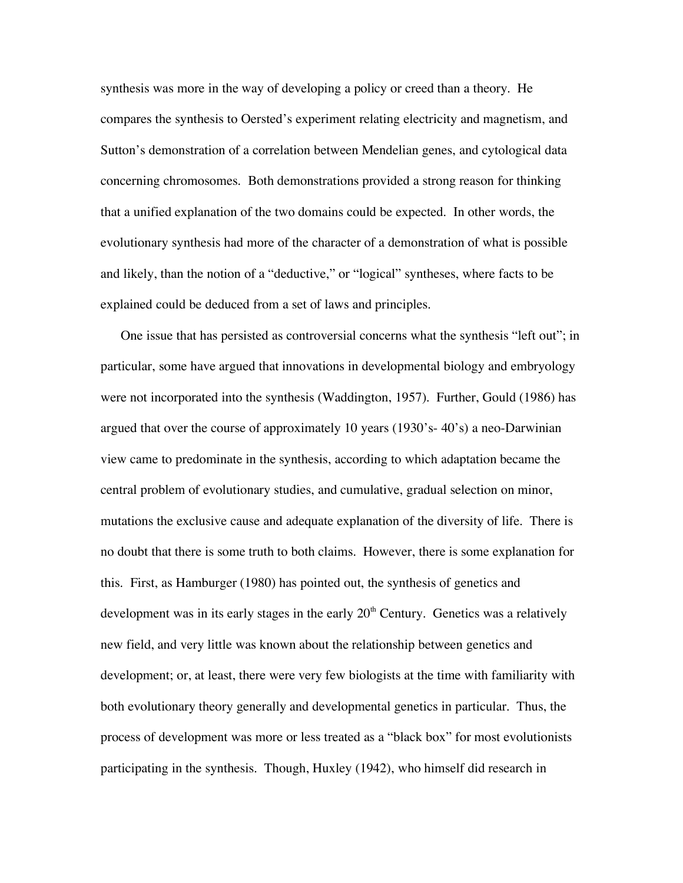synthesis was more in the way of developing a policy or creed than a theory. He compares the synthesis to Oersted's experiment relating electricity and magnetism, and Sutton's demonstration of a correlation between Mendelian genes, and cytological data concerning chromosomes. Both demonstrations provided a strong reason for thinking that a unified explanation of the two domains could be expected. In other words, the evolutionary synthesis had more of the character of a demonstration of what is possible and likely, than the notion of a "deductive," or "logical" syntheses, where facts to be explained could be deduced from a set of laws and principles.

One issue that has persisted as controversial concerns what the synthesis "left out"; in particular, some have argued that innovations in developmental biology and embryology were not incorporated into the synthesis (Waddington, 1957). Further, Gould (1986) has argued that over the course of approximately 10 years (1930's- 40's) a neo-Darwinian view came to predominate in the synthesis, according to which adaptation became the central problem of evolutionary studies, and cumulative, gradual selection on minor, mutations the exclusive cause and adequate explanation of the diversity of life. There is no doubt that there is some truth to both claims. However, there is some explanation for this. First, as Hamburger (1980) has pointed out, the synthesis of genetics and development was in its early stages in the early 20th Century. Genetics was a relatively new field, and very little was known about the relationship between genetics and development; or, at least, there were very few biologists at the time with familiarity with both evolutionary theory generally and developmental genetics in particular. Thus, the process of development was more or less treated as a "black box" for most evolutionists participating in the synthesis. Though, Huxley (1942), who himself did research in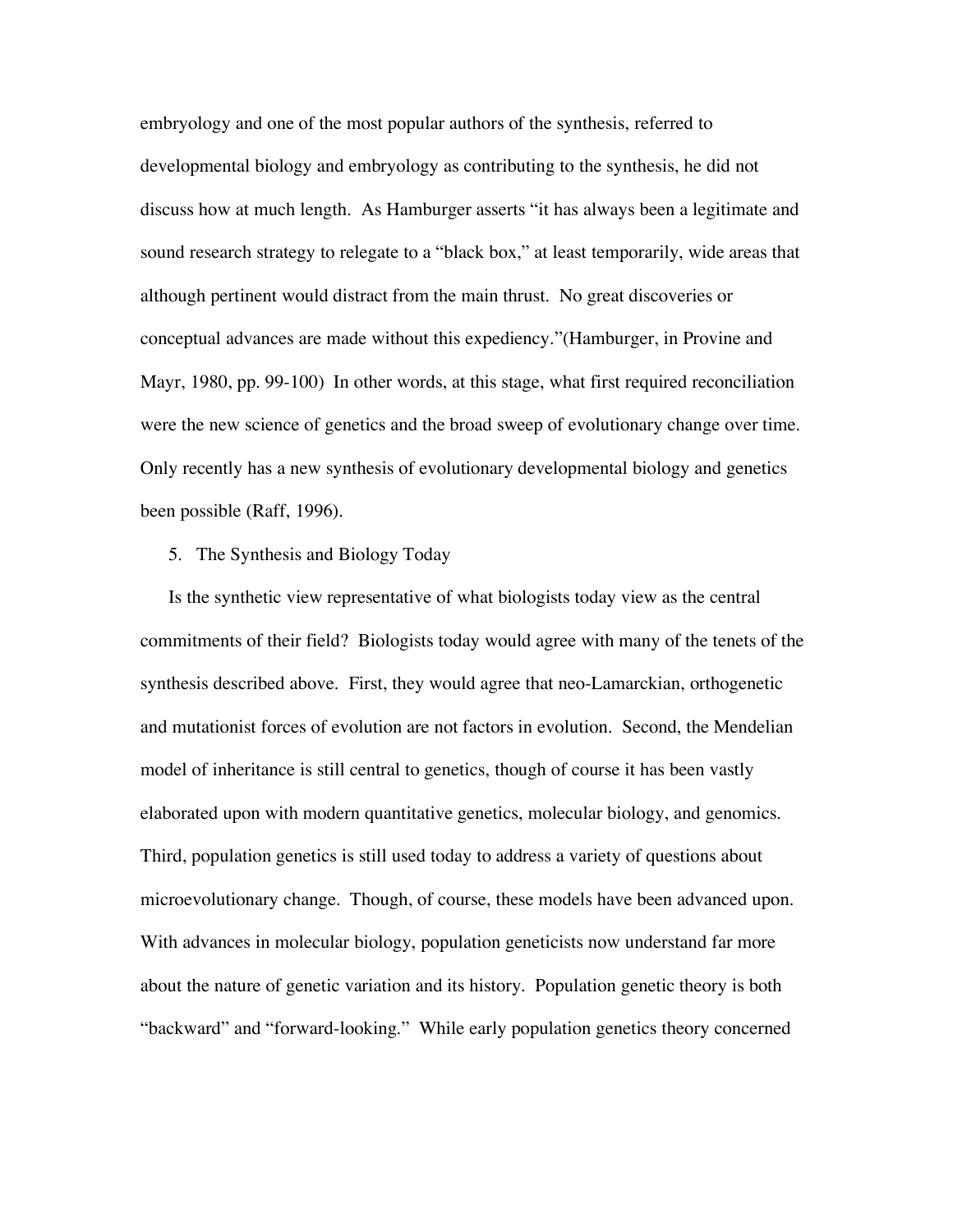embryology and one of the most popular authors of the synthesis, referred to developmental biology and embryology as contributing to the synthesis, he did not discuss how at much length. As Hamburger asserts "it has always been a legitimate and sound research strategy to relegate to a "black box," at least temporarily, wide areas that although pertinent would distract from the main thrust. No great discoveries or conceptual advances are made without this expediency."(Hamburger, in Provine and Mayr, 1980, pp. 99-100) In other words, at this stage, what first required reconciliation were the new science of genetics and the broad sweep of evolutionary change over time. Only recently has a new synthesis of evolutionary developmental biology and genetics been possible (Raff, 1996).

5. The Synthesis and Biology Today

Is the synthetic view representative of what biologists today view as the central commitments of their field? Biologists today would agree with many of the tenets of the synthesis described above. First, they would agree that neo-Lamarckian, orthogenetic and mutationist forces of evolution are not factors in evolution. Second, the Mendelian model of inheritance is still central to genetics, though of course it has been vastly elaborated upon with modern quantitative genetics, molecular biology, and genomics. Third, population genetics is still used today to address a variety of questions about microevolutionary change. Though, of course, these models have been advanced upon. With advances in molecular biology, population geneticists now understand far more about the nature of genetic variation and its history. Population genetic theory is both "backward" and "forward-looking." While early population genetics theory concerned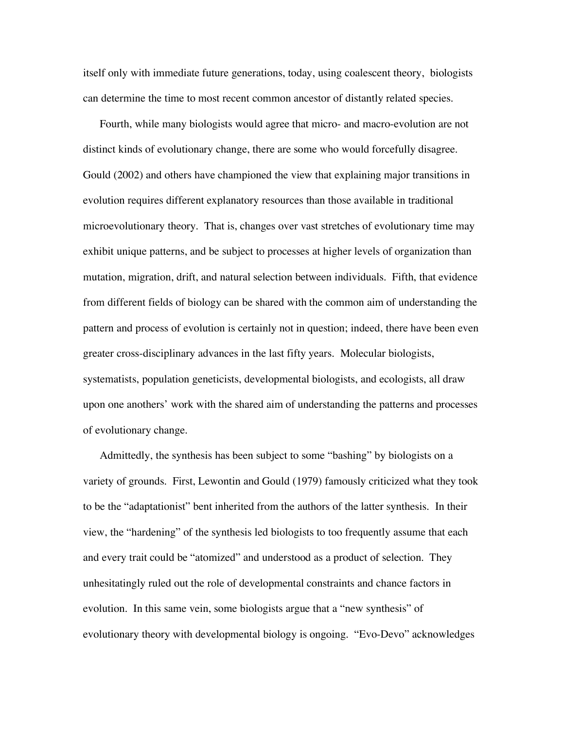itself only with immediate future generations, today, using coalescent theory, biologists can determine the time to most recent common ancestor of distantly related species.

Fourth, while many biologists would agree that micro- and macro-evolution are not distinct kinds of evolutionary change, there are some who would forcefully disagree. Gould (2002) and others have championed the view that explaining major transitions in evolution requires different explanatory resources than those available in traditional microevolutionary theory. That is, changes over vast stretches of evolutionary time may exhibit unique patterns, and be subject to processes at higher levels of organization than mutation, migration, drift, and natural selection between individuals. Fifth, that evidence from different fields of biology can be shared with the common aim of understanding the pattern and process of evolution is certainly not in question; indeed, there have been even greater cross-disciplinary advances in the last fifty years. Molecular biologists, systematists, population geneticists, developmental biologists, and ecologists, all draw upon one anothers' work with the shared aim of understanding the patterns and processes of evolutionary change.

Admittedly, the synthesis has been subject to some "bashing" by biologists on a variety of grounds. First, Lewontin and Gould (1979) famously criticized what they took to be the "adaptationist" bent inherited from the authors of the latter synthesis. In their view, the "hardening" of the synthesis led biologists to too frequently assume that each and every trait could be "atomized" and understood as a product of selection. They unhesitatingly ruled out the role of developmental constraints and chance factors in evolution. In this same vein, some biologists argue that a "new synthesis" of evolutionary theory with developmental biology is ongoing. "Evo-Devo" acknowledges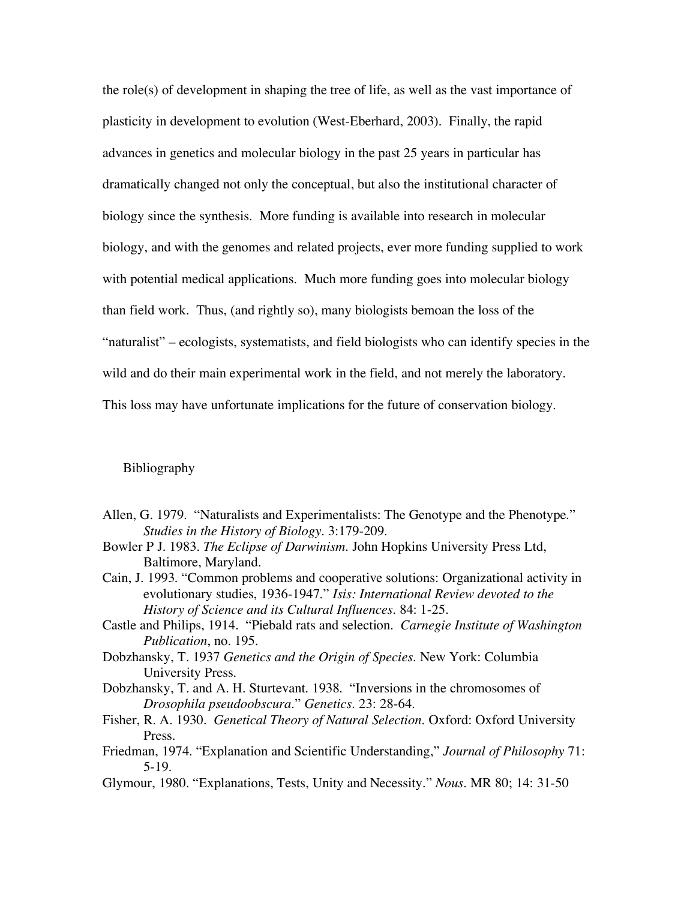the role(s) of development in shaping the tree of life, as well as the vast importance of plasticity in development to evolution (West-Eberhard, 2003). Finally, the rapid advances in genetics and molecular biology in the past 25 years in particular has dramatically changed not only the conceptual, but also the institutional character of biology since the synthesis. More funding is available into research in molecular biology, and with the genomes and related projects, ever more funding supplied to work with potential medical applications. Much more funding goes into molecular biology than field work. Thus, (and rightly so), many biologists bemoan the loss of the "naturalist" – ecologists, systematists, and field biologists who can identify species in the wild and do their main experimental work in the field, and not merely the laboratory. This loss may have unfortunate implications for the future of conservation biology.

## Bibliography

Allen, G. 1979. "Naturalists and Experimentalists: The Genotype and the Phenotype." *Studies in the History of Biology*. 3:179-209.

Bowler P J. 1983. *The Eclipse of Darwinism.* John Hopkins University Press Ltd, Baltimore, Maryland.

Cain, J. 1993. "Common problems and cooperative solutions: Organizational activity in evolutionary studies, 1936-1947." *Isis: International Review devoted to the History of Science and its Cultural Influences*. 84: 1-25.

Castle and Philips, 1914. "Piebald rats and selection. *Carnegie Institute of Washington Publication*, no. 195.

Dobzhansky, T. 1937 *Genetics and the Origin of Species.* New York: Columbia University Press.

Dobzhansky, T. and A. H. Sturtevant. 1938. "Inversions in the chromosomes of *Drosophila pseudoobscura*." *Genetics*. 23: 28-64.

Fisher, R. A. 1930. *Genetical Theory of Natural Selection*. Oxford: Oxford University Press.

Friedman, 1974. "Explanation and Scientific Understanding," *Journal of Philosophy* 71: 5-19.

Glymour, 1980. "Explanations, Tests, Unity and Necessity." *Nous*. MR 80; 14: 31-50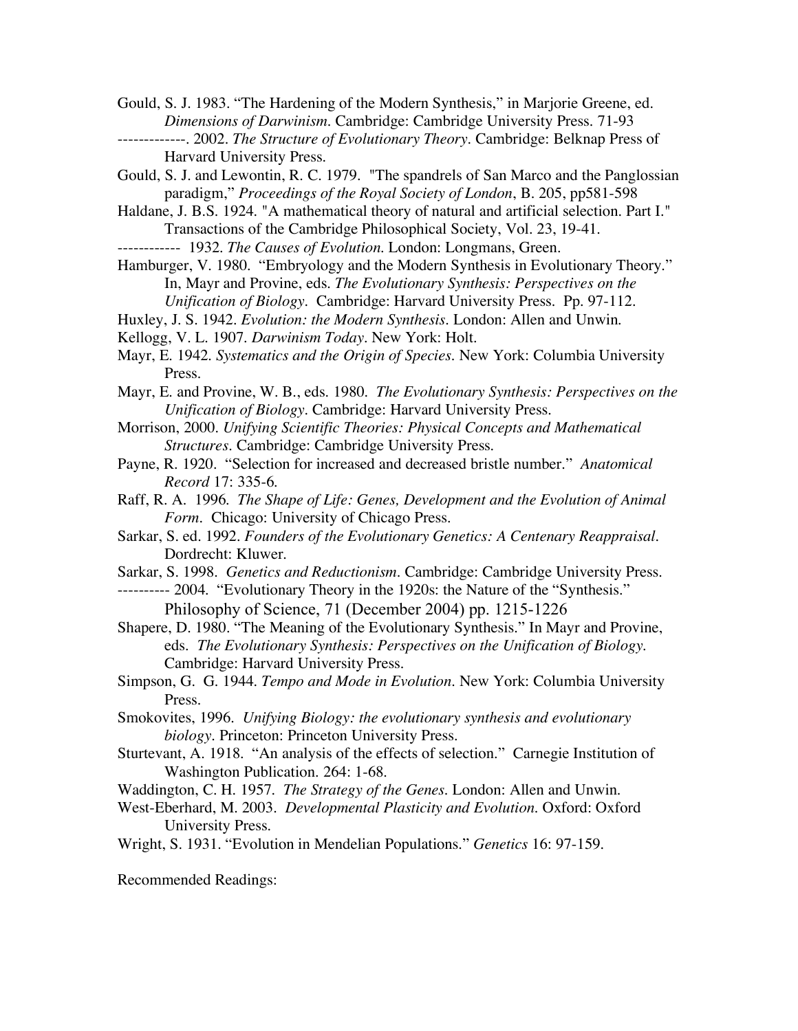Gould, S. J. 1983. "The Hardening of the Modern Synthesis," in Marjorie Greene, ed. *Dimensions of Darwinism.* Cambridge: Cambridge University Press. 71-93

-------------. 2002. *The Structure of Evolutionary Theory*. Cambridge: Belknap Press of Harvard University Press.

Gould, S. J. and Lewontin, R. C. 1979. "The spandrels of San Marco and the Panglossian paradigm," *Proceedings of the Royal Society of London*, B. 205, pp581-598

Haldane, J. B.S. 1924. "A mathematical theory of natural and artificial selection. Part I." Transactions of the Cambridge Philosophical Society, Vol. 23, 19-41.

------------ 1932. *The Causes of Evolution.* London: Longmans, Green.

Hamburger, V. 1980. "Embryology and the Modern Synthesis in Evolutionary Theory." In, Mayr and Provine, eds. *The Evolutionary Synthesis: Perspectives on the Unification of Biology*. Cambridge: Harvard University Press. Pp. 97-112.

Huxley, J. S. 1942. *Evolution: the Modern Synthesis*. London: Allen and Unwin.

Kellogg, V. L. 1907. *Darwinism Today*. New York: Holt.

Mayr, E. 1942. *Systematics and the Origin of Species*. New York: Columbia University Press.

Mayr, E. and Provine, W. B., eds. 1980. *The Evolutionary Synthesis: Perspectives on the Unification of Biology*. Cambridge: Harvard University Press.

Morrison, 2000. *Unifying Scientific Theories: Physical Concepts and Mathematical Structures*. Cambridge: Cambridge University Press.

Payne, R. 1920. "Selection for increased and decreased bristle number." *Anatomical Record* 17: 335-6.

Raff, R. A. 1996. *The Shape of Life: Genes, Development and the Evolution of Animal Form*. Chicago: University of Chicago Press.

Sarkar, S. ed. 1992. *Founders of the Evolutionary Genetics: A Centenary Reappraisal*. Dordrecht: Kluwer.

Sarkar, S. 1998. *Genetics and Reductionism*. Cambridge: Cambridge University Press.

---------- 2004. "Evolutionary Theory in the 1920s: the Nature of the "Synthesis." Philosophy of Science, 71 (December 2004) pp. 1215-1226

Shapere, D. 1980. "The Meaning of the Evolutionary Synthesis." In Mayr and Provine, eds. *The Evolutionary Synthesis: Perspectives on the Unification of Biology.* Cambridge: Harvard University Press.

Simpson, G. G. 1944. *Tempo and Mode in Evolution*. New York: Columbia University Press.

Smokovites, 1996. *Unifying Biology: the evolutionary synthesis and evolutionary biology*. Princeton: Princeton University Press.

Sturtevant, A. 1918. "An analysis of the effects of selection." Carnegie Institution of Washington Publication. 264: 1-68.

Waddington, C. H. 1957. *The Strategy of the Genes*. London: Allen and Unwin.

West-Eberhard, M. 2003. *Developmental Plasticity and Evolution*. Oxford: Oxford University Press.

Wright, S. 1931. "Evolution in Mendelian Populations." *Genetics* 16: 97-159.

Recommended Readings: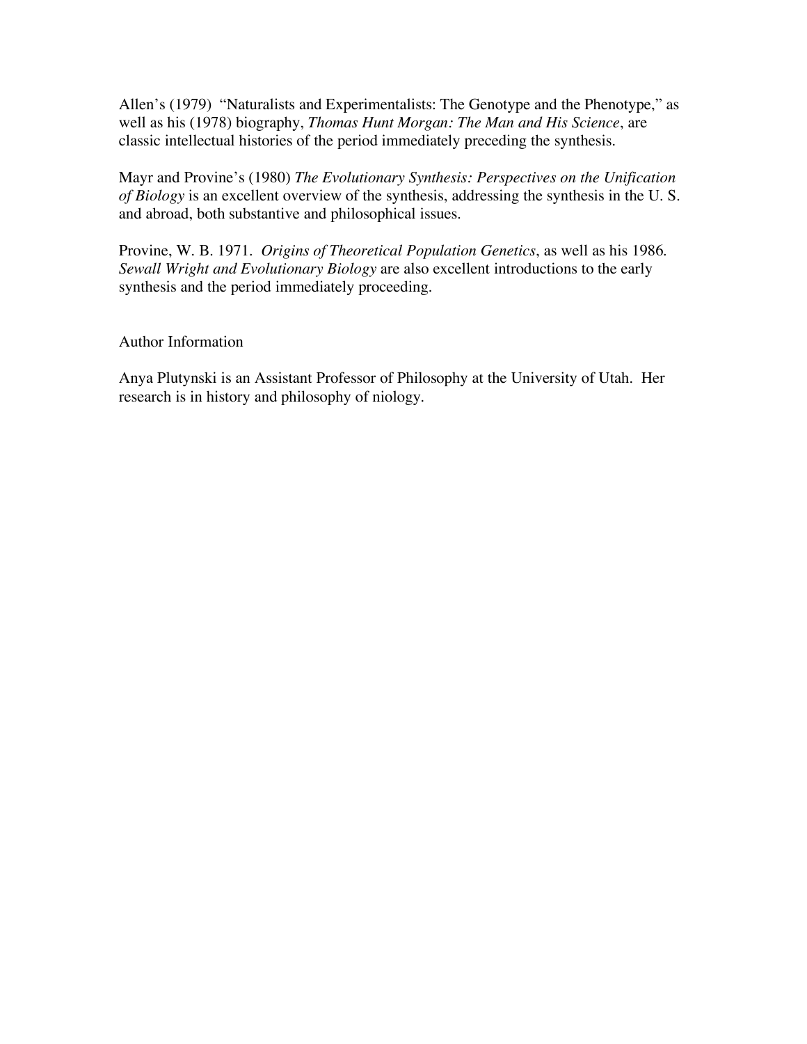Allen's (1979) "Naturalists and Experimentalists: The Genotype and the Phenotype," as well as his (1978) biography, *Thomas Hunt Morgan: The Man and His Science*, are classic intellectual histories of the period immediately preceding the synthesis.

Mayr and Provine's (1980) *The Evolutionary Synthesis: Perspectives on the Unification of Biology* is an excellent overview of the synthesis, addressing the synthesis in the U. S. and abroad, both substantive and philosophical issues.

Provine, W. B. 1971. *Origins of Theoretical Population Genetics*, as well as his 1986. *Sewall Wright and Evolutionary Biology* are also excellent introductions to the early synthesis and the period immediately proceeding.

Author Information

Anya Plutynski is an Assistant Professor of Philosophy at the University of Utah. Her research is in history and philosophy of niology.